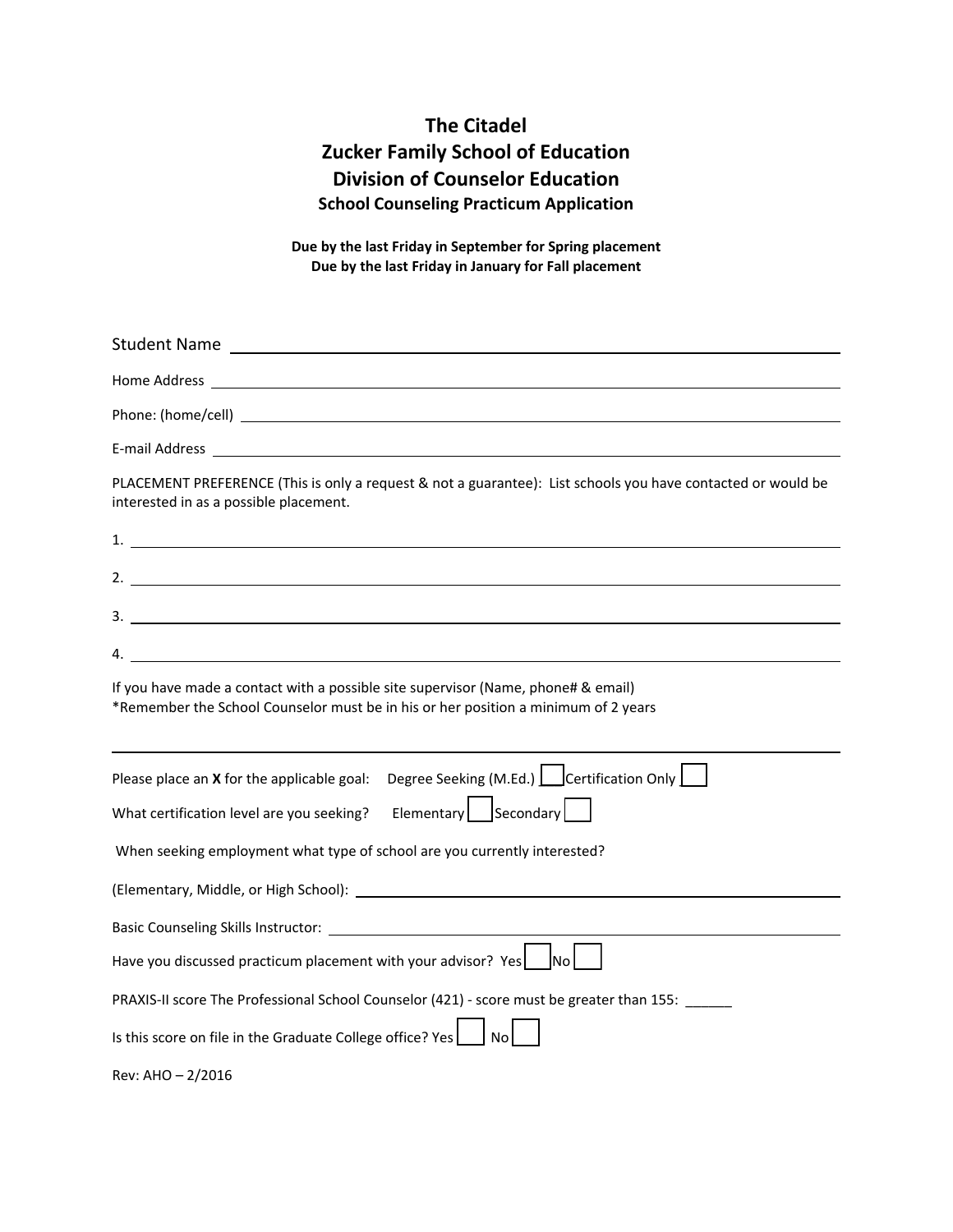# The Citadel
# Zucker Family School of Education
# Division of Counselor Education
### School Counseling Practicum Application

**Due by the last Friday in September for Spring placement**
**Due by the last Friday in January for Fall placement**

Student Name ______________________________________________

Home Address ______________________________________________

Phone: (home/cell) ______________________________________________

E-mail Address ______________________________________________

PLACEMENT PREFERENCE (This is only a request & not a guarantee): List schools you have contacted or would be interested in as a possible placement.

1. ______________________________________________

2. ______________________________________________

3. ______________________________________________

4. ______________________________________________

If you have made a contact with a possible site supervisor (Name, phone# & email)
*Remember the School Counselor must be in his or her position a minimum of 2 years

______________________________________________

Please place an **X** for the applicable goal: Degree Seeking (M.Ed.) ☐ Certification Only ☐

What certification level are you seeking? Elementary ☐ Secondary ☐

When seeking employment what type of school are you currently interested?

(Elementary, Middle, or High School): ______________________________________________

Basic Counseling Skills Instructor: ______________________________________________

Have you discussed practicum placement with your advisor? Yes ☐ No ☐

PRAXIS-II score The Professional School Counselor (421) - score must be greater than 155: ______

Is this score on file in the Graduate College office? Yes ☐ No ☐

Rev: AHO – 2/2016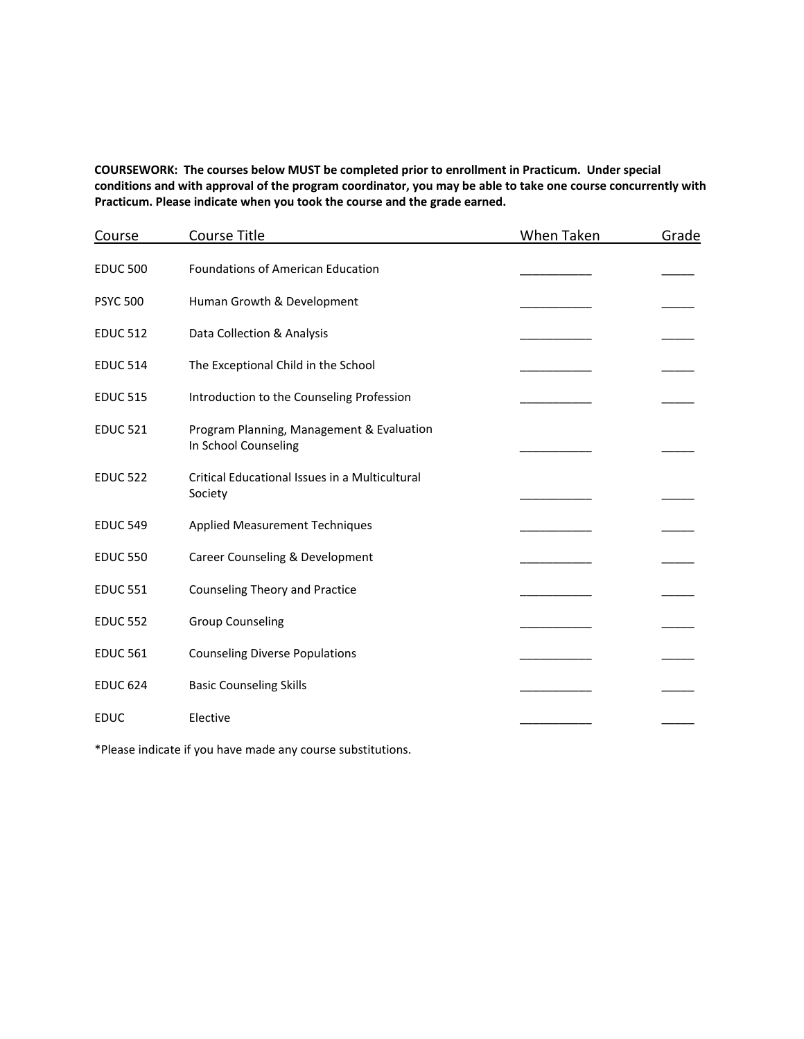**COURSEWORK: The courses below MUST be completed prior to enrollment in Practicum. Under special conditions and with approval of the program coordinator, you may be able to take one course concurrently with Practicum. Please indicate when you took the course and the grade earned.**

| Course | Course Title | When Taken | Grade |
|---|---|---|---|
| EDUC 500 | Foundations of American Education | ___________ | _____ |
| PSYC 500 | Human Growth & Development | ___________ | _____ |
| EDUC 512 | Data Collection & Analysis | ___________ | _____ |
| EDUC 514 | The Exceptional Child in the School | ___________ | _____ |
| EDUC 515 | Introduction to the Counseling Profession | ___________ | _____ |
| EDUC 521 | Program Planning, Management & Evaluation In School Counseling | ___________ | _____ |
| EDUC 522 | Critical Educational Issues in a Multicultural Society | ___________ | _____ |
| EDUC 549 | Applied Measurement Techniques | ___________ | _____ |
| EDUC 550 | Career Counseling & Development | ___________ | _____ |
| EDUC 551 | Counseling Theory and Practice | ___________ | _____ |
| EDUC 552 | Group Counseling | ___________ | _____ |
| EDUC 561 | Counseling Diverse Populations | ___________ | _____ |
| EDUC 624 | Basic Counseling Skills | ___________ | _____ |
| EDUC | Elective | ___________ | _____ |

*Please indicate if you have made any course substitutions.